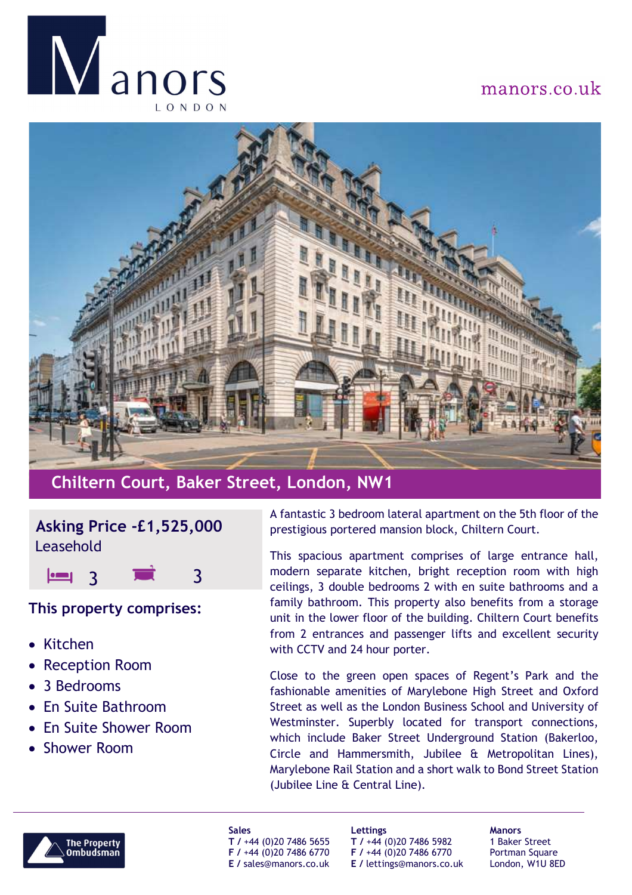# Manors LONDON

manors.co.uk

## Chiltern Court, Baker Street, London, NW1

**Asking Price -£1,525,000**
Leasehold

3 3

### This property comprises:

- Kitchen
- Reception Room
- 3 Bedrooms
- En Suite Bathroom
- En Suite Shower Room
- Shower Room

A fantastic 3 bedroom lateral apartment on the 5th floor of the prestigious portered mansion block, Chiltern Court.

This spacious apartment comprises of large entrance hall, modern separate kitchen, bright reception room with high ceilings, 3 double bedrooms 2 with en suite bathrooms and a family bathroom. This property also benefits from a storage unit in the lower floor of the building. Chiltern Court benefits from 2 entrances and passenger lifts and excellent security with CCTV and 24 hour porter.

Close to the green open spaces of Regent's Park and the fashionable amenities of Marylebone High Street and Oxford Street as well as the London Business School and University of Westminster. Superbly located for transport connections, which include Baker Street Underground Station (Bakerloo, Circle and Hammersmith, Jubilee & Metropolitan Lines), Marylebone Rail Station and a short walk to Bond Street Station (Jubilee Line & Central Line).

The Property Ombudsman

**Sales**
**T /** +44 (0)20 7486 5655
**F /** +44 (0)20 7486 6770
**E /** sales@manors.co.uk

**Lettings**
**T /** +44 (0)20 7486 5982
**F /** +44 (0)20 7486 6770
**E /** lettings@manors.co.uk

**Manors**
1 Baker Street
Portman Square
London, W1U 8ED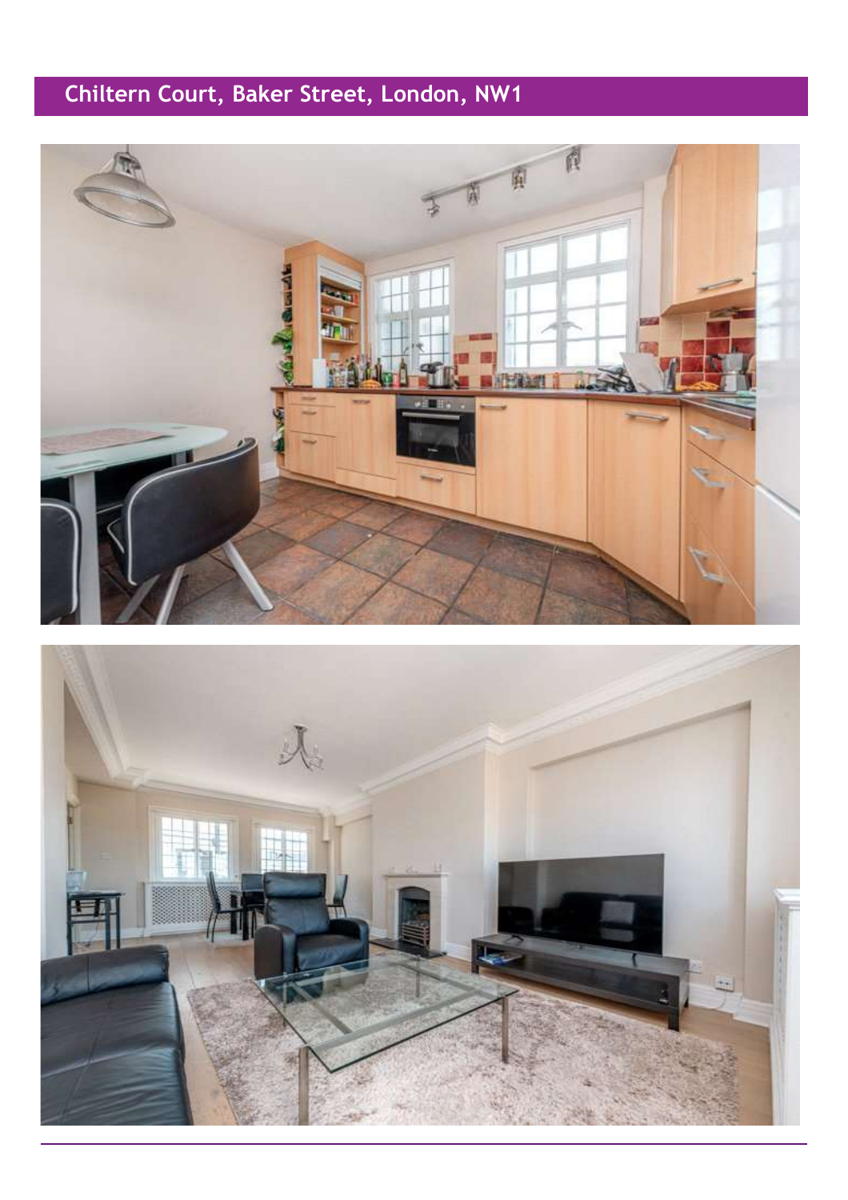# Chiltern Court, Baker Street, London, NW1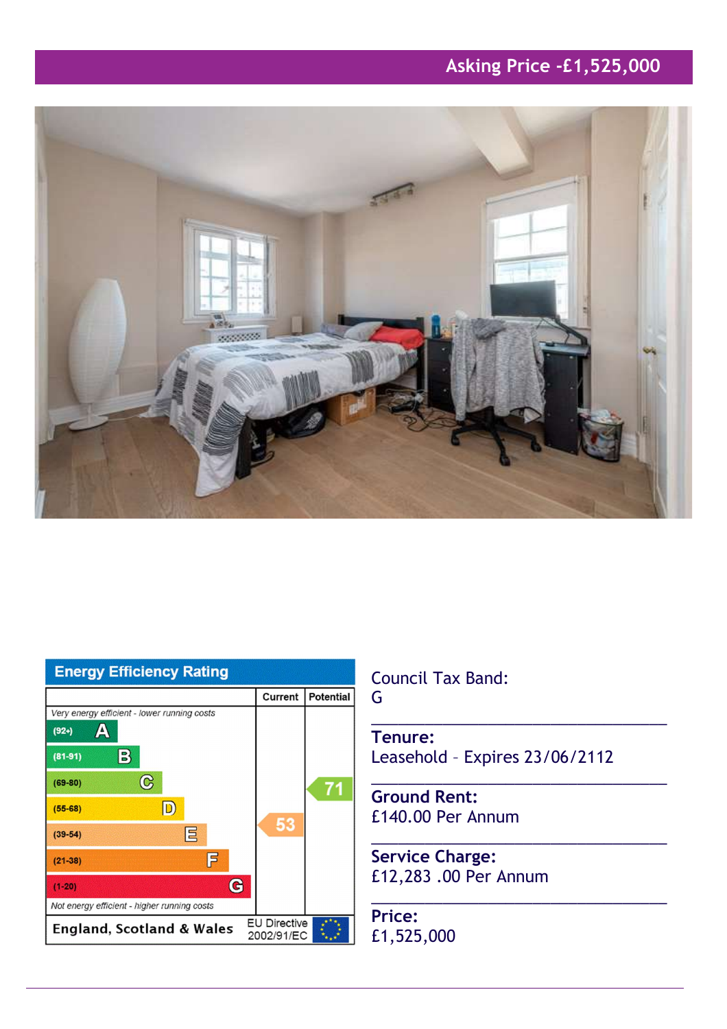## Asking Price -£1,525,000

### Energy Efficiency Rating

| | Current | Potential |
|---|---|---|
| *Very energy efficient - lower running costs* | | |
| (92+) A | | |
| (81-91) B | | |
| (69-80) C | | 71 |
| (55-68) D | | |
| (39-54) E | 53 | |
| (21-38) F | | |
| (1-20) G | | |
| *Not energy efficient - higher running costs* | | |
| **England, Scotland & Wales** | EU Directive 2002/91/EC | |

Council Tax Band:
G

**Tenure:**
Leasehold – Expires 23/06/2112

**Ground Rent:**
£140.00 Per Annum

**Service Charge:**
£12,283 .00 Per Annum

**Price:**
£1,525,000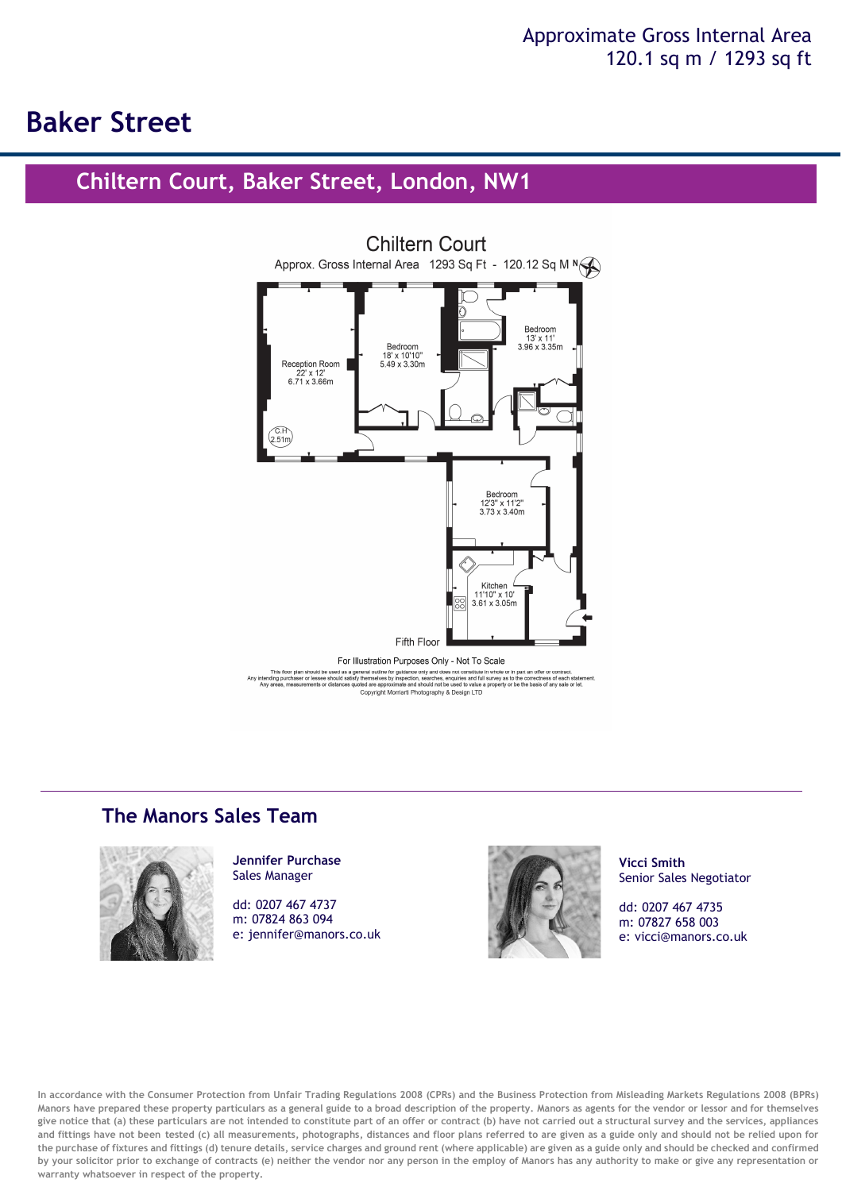Approximate Gross Internal Area
120.1 sq m / 1293 sq ft

# Baker Street

## Chiltern Court, Baker Street, London, NW1

Chiltern Court

Approx. Gross Internal Area 1293 Sq Ft - 120.12 Sq M

Reception Room
22' x 12'
6.71 x 3.66m

C.H
2.51m

Bedroom
18' x 10'10"
5.49 x 3.30m

Bedroom
13' x 11'
3.96 x 3.35m

Bedroom
12'3" x 11'2"
3.73 x 3.40m

Kitchen
11'10" x 10'
3.61 x 3.05m

Fifth Floor

For Illustration Purposes Only - Not To Scale

This floor plan should be used as a general outline for guidance only and does not constitute in whole or in part an offer or contract.
Any intending purchaser or lessee should satisfy themselves by inspection, searches, enquiries and full survey as to the correctness of each statement.
Any areas, measurements or distances quoted are approximate and should not be used to value a property or be the basis of any sale or let.
Copyright Morriarti Photography & Design LTD

## The Manors Sales Team

**Jennifer Purchase**
Sales Manager

dd: 0207 467 4737
m: 07824 863 094
e: jennifer@manors.co.uk

**Vicci Smith**
Senior Sales Negotiator

dd: 0207 467 4735
m: 07827 658 003
e: vicci@manors.co.uk

In accordance with the Consumer Protection from Unfair Trading Regulations 2008 (CPRs) and the Business Protection from Misleading Markets Regulations 2008 (BPRs) Manors have prepared these property particulars as a general guide to a broad description of the property. Manors as agents for the vendor or lessor and for themselves give notice that (a) these particulars are not intended to constitute part of an offer or contract (b) have not carried out a structural survey and the services, appliances and fittings have not been tested (c) all measurements, photographs, distances and floor plans referred to are given as a guide only and should not be relied upon for the purchase of fixtures and fittings (d) tenure details, service charges and ground rent (where applicable) are given as a guide only and should be checked and confirmed by your solicitor prior to exchange of contracts (e) neither the vendor nor any person in the employ of Manors has any authority to make or give any representation or warranty whatsoever in respect of the property.